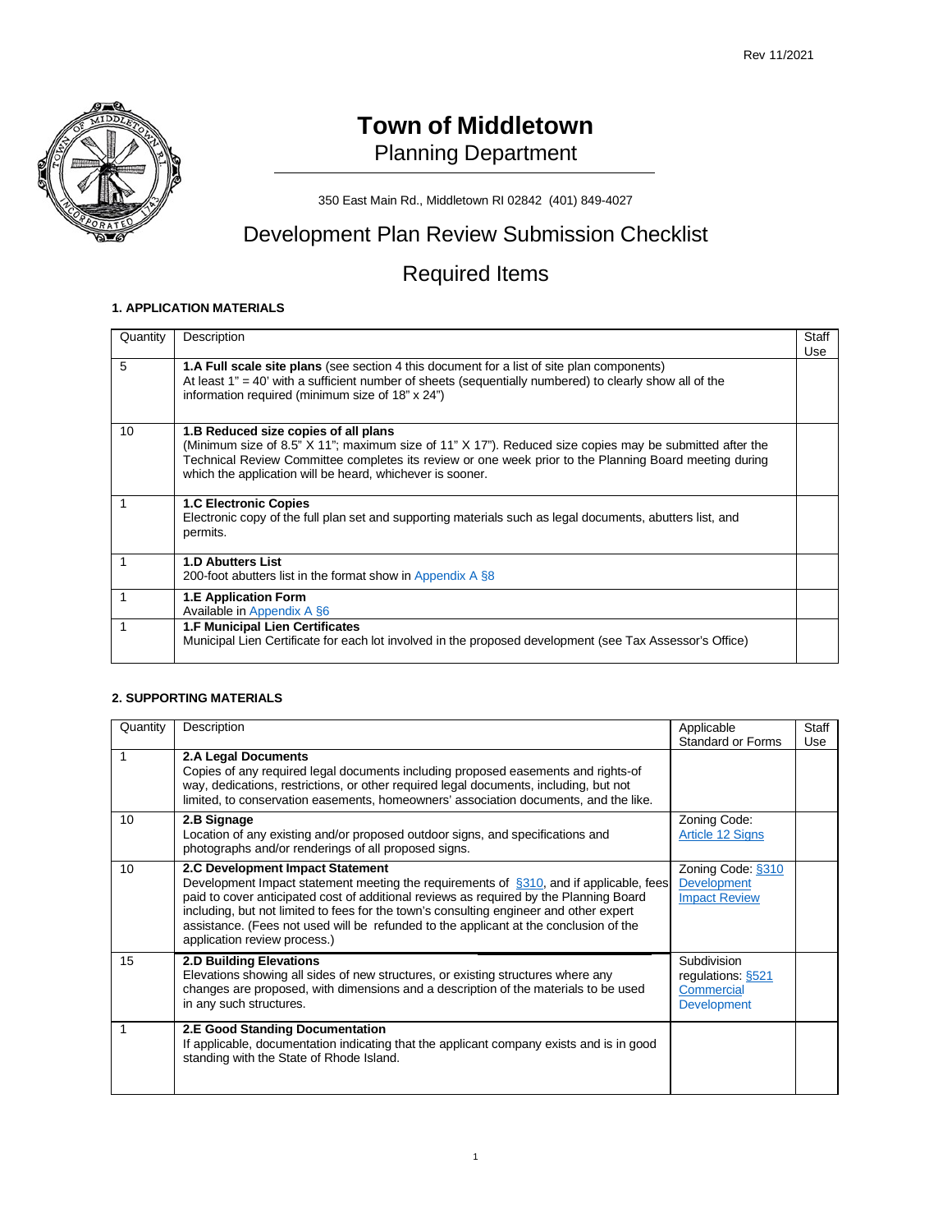Rev 11/2021

# Town of Middletown

## Planning Department

350 East Main Rd., Middletown RI 02842 (401) 849-4027

## Development Plan Review Submission Checklist

## Required Items

### 1. APPLICATION MATERIALS

| Quantity | Description | Staff Use |
|---|---|---|
| 5 | **1.A Full scale site plans** (see section 4 this document for a list of site plan components) At least 1" = 40' with a sufficient number of sheets (sequentially numbered) to clearly show all of the information required (minimum size of 18" x 24") | |
| 10 | **1.B Reduced size copies of all plans** (Minimum size of 8.5" X 11"; maximum size of 11" X 17"). Reduced size copies may be submitted after the Technical Review Committee completes its review or one week prior to the Planning Board meeting during which the application will be heard, whichever is sooner. | |
| 1 | **1.C Electronic Copies** Electronic copy of the full plan set and supporting materials such as legal documents, abutters list, and permits. | |
| 1 | **1.D Abutters List** 200-foot abutters list in the format show in Appendix A §8 | |
| 1 | **1.E Application Form** Available in Appendix A §6 | |
| 1 | **1.F Municipal Lien Certificates** Municipal Lien Certificate for each lot involved in the proposed development (see Tax Assessor's Office) | |

### 2. SUPPORTING MATERIALS

| Quantity | Description | Applicable Standard or Forms | Staff Use |
|---|---|---|---|
| 1 | **2.A Legal Documents** Copies of any required legal documents including proposed easements and rights-of way, dedications, restrictions, or other required legal documents, including, but not limited, to conservation easements, homeowners' association documents, and the like. | | |
| 10 | **2.B Signage** Location of any existing and/or proposed outdoor signs, and specifications and photographs and/or renderings of all proposed signs. | Zoning Code: Article 12 Signs | |
| 10 | **2.C Development Impact Statement** Development Impact statement meeting the requirements of §310, and if applicable, fees paid to cover anticipated cost of additional reviews as required by the Planning Board including, but not limited to fees for the town's consulting engineer and other expert assistance. (Fees not used will be refunded to the applicant at the conclusion of the application review process.) | Zoning Code: §310 Development Impact Review | |
| 15 | **2.D Building Elevations** Elevations showing all sides of new structures, or existing structures where any changes are proposed, with dimensions and a description of the materials to be used in any such structures. | Subdivision regulations: §521 Commercial Development | |
| 1 | **2.E Good Standing Documentation** If applicable, documentation indicating that the applicant company exists and is in good standing with the State of Rhode Island. | | |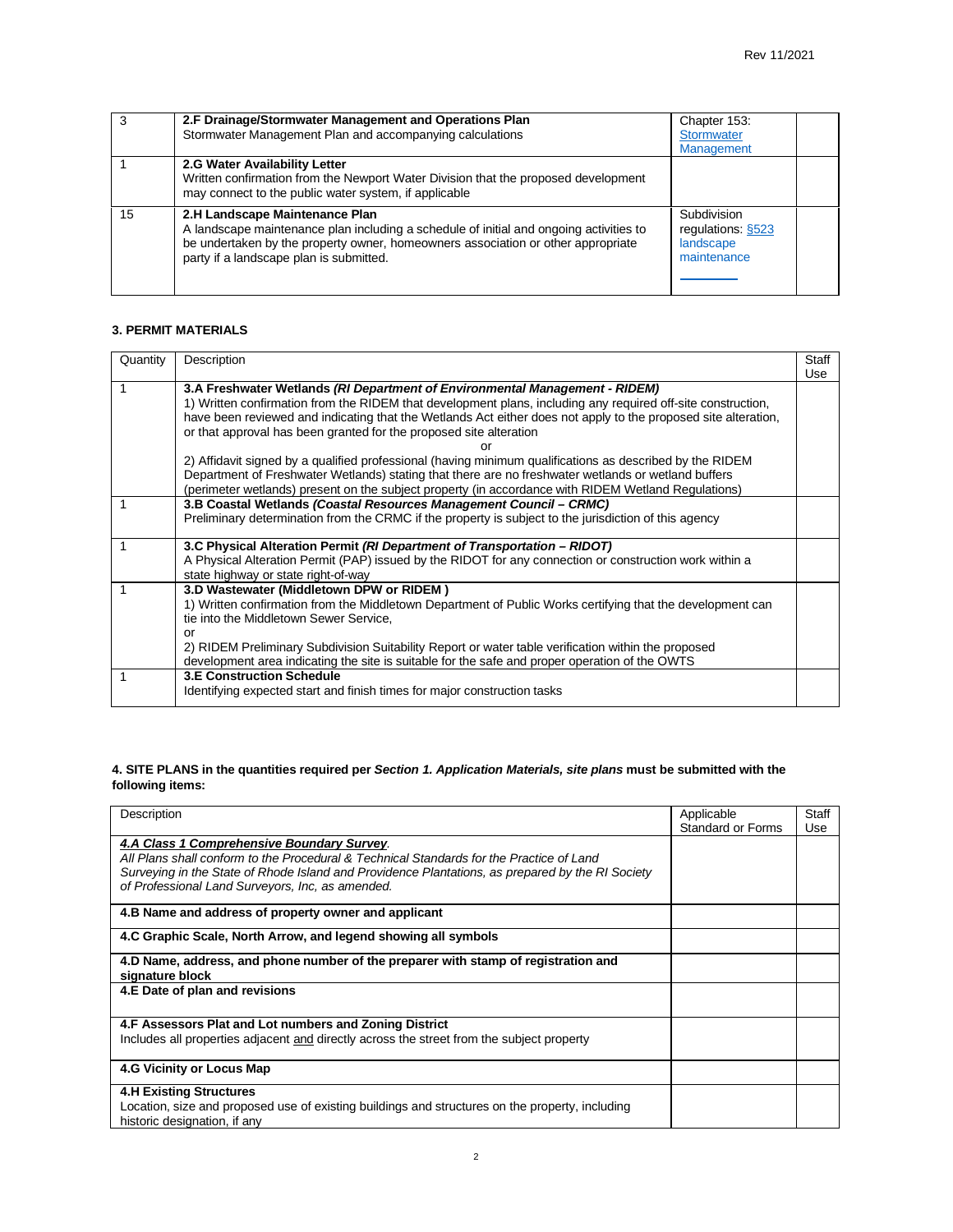| 3 | **2.F Drainage/Stormwater Management and Operations Plan**<br>Stormwater Management Plan and accompanying calculations | Chapter 153: Stormwater Management | |
|---|---|---|---|
| 1 | **2.G Water Availability Letter**<br>Written confirmation from the Newport Water Division that the proposed development may connect to the public water system, if applicable | | |
| 15 | **2.H Landscape Maintenance Plan**<br>A landscape maintenance plan including a schedule of initial and ongoing activities to be undertaken by the property owner, homeowners association or other appropriate party if a landscape plan is submitted. | Subdivision regulations: §523 landscape maintenance | |

### 3. PERMIT MATERIALS

| Quantity | Description | Staff Use |
|---|---|---|
| 1 | **3.A Freshwater Wetlands *(RI Department of Environmental Management - RIDEM)***<br>1) Written confirmation from the RIDEM that development plans, including any required off-site construction, have been reviewed and indicating that the Wetlands Act either does not apply to the proposed site alteration, or that approval has been granted for the proposed site alteration<br>or<br>2) Affidavit signed by a qualified professional (having minimum qualifications as described by the RIDEM Department of Freshwater Wetlands) stating that there are no freshwater wetlands or wetland buffers (perimeter wetlands) present on the subject property (in accordance with RIDEM Wetland Regulations) | |
| 1 | **3.B Coastal Wetlands *(Coastal Resources Management Council – CRMC)***<br>Preliminary determination from the CRMC if the property is subject to the jurisdiction of this agency | |
| 1 | **3.C Physical Alteration Permit *(RI Department of Transportation – RIDOT)***<br>A Physical Alteration Permit (PAP) issued by the RIDOT for any connection or construction work within a state highway or state right-of-way | |
| 1 | **3.D Wastewater (Middletown DPW or RIDEM )**<br>1) Written confirmation from the Middletown Department of Public Works certifying that the development can tie into the Middletown Sewer Service,<br>or<br>2) RIDEM Preliminary Subdivision Suitability Report or water table verification within the proposed development area indicating the site is suitable for the safe and proper operation of the OWTS | |
| 1 | **3.E Construction Schedule**<br>Identifying expected start and finish times for major construction tasks | |

### 4. SITE PLANS in the quantities required per *Section 1. Application Materials, site plans* must be submitted with the following items:

| Description | Applicable Standard or Forms | Staff Use |
|---|---|---|
| ***4.A Class 1 Comprehensive Boundary Survey*.**<br>*All Plans shall conform to the Procedural & Technical Standards for the Practice of Land Surveying in the State of Rhode Island and Providence Plantations, as prepared by the RI Society of Professional Land Surveyors, Inc, as amended.* | | |
| **4.B Name and address of property owner and applicant** | | |
| **4.C Graphic Scale, North Arrow, and legend showing all symbols** | | |
| **4.D Name, address, and phone number of the preparer with stamp of registration and signature block** | | |
| **4.E Date of plan and revisions** | | |
| **4.F Assessors Plat and Lot numbers and Zoning District**<br>Includes all properties adjacent and directly across the street from the subject property | | |
| **4.G Vicinity or Locus Map** | | |
| **4.H Existing Structures**<br>Location, size and proposed use of existing buildings and structures on the property, including historic designation, if any | | |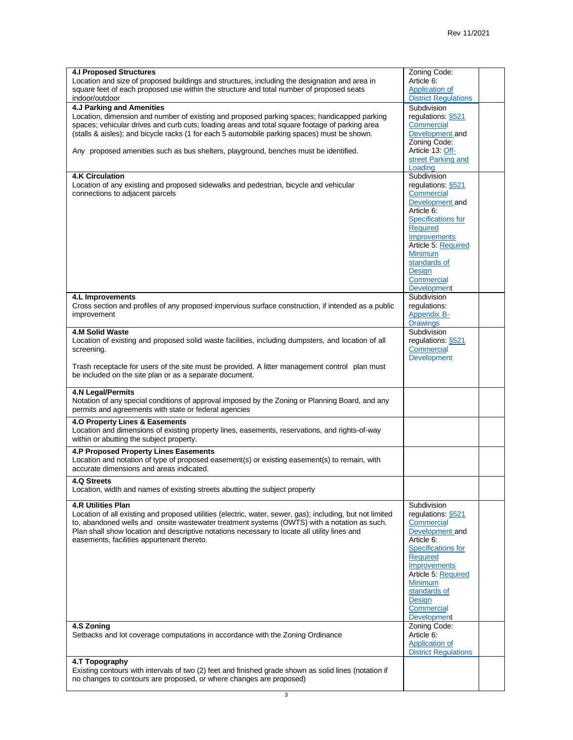| | | |
|---|---|---|
| **4.I Proposed Structures**<br>Location and size of proposed buildings and structures, including the designation and area in square feet of each proposed use within the structure and total number of proposed seats indoor/outdoor | Zoning Code: Article 6: Application of District Regulations | |
| **4.J Parking and Amenities**<br>Location, dimension and number of existing and proposed parking spaces; handicapped parking spaces; vehicular drives and curb cuts; loading areas and total square footage of parking area (stalls & aisles); and bicycle racks (1 for each 5 automobile parking spaces) must be shown.<br><br>Any proposed amenities such as bus shelters, playground, benches must be identified. | Subdivision regulations: §521 Commercial Development and Zoning Code: Article 13: Off-street Parking and Loading | |
| **4.K Circulation**<br>Location of any existing and proposed sidewalks and pedestrian, bicycle and vehicular connections to adjacent parcels | Subdivision regulations: §521 Commercial Development and Article 6: Specifications for Required Improvements Article 5: Required Minimum standards of Design Commercial Development | |
| **4.L Improvements**<br>Cross section and profiles of any proposed impervious surface construction, if intended as a public improvement | Subdivision regulations: Appendix B- Drawings | |
| **4.M Solid Waste**<br>Location of existing and proposed solid waste facilities, including dumpsters, and location of all screening.<br><br>Trash receptacle for users of the site must be provided. A litter management control plan must be included on the site plan or as a separate document. | Subdivision regulations: §521 Commercial Development | |
| **4.N Legal/Permits**<br>Notation of any special conditions of approval imposed by the Zoning or Planning Board, and any permits and agreements with state or federal agencies | | |
| **4.O Property Lines & Easements**<br>Location and dimensions of existing property lines, easements, reservations, and rights-of-way within or abutting the subject property. | | |
| **4.P Proposed Property Lines Easements**<br>Location and notation of type of proposed easement(s) or existing easement(s) to remain, with accurate dimensions and areas indicated. | | |
| **4.Q Streets**<br>Location, width and names of existing streets abutting the subject property | | |
| **4.R Utilities Plan**<br>Location of all existing and proposed utilities (electric, water, sewer, gas); including, but not limited to, abandoned wells and onsite wastewater treatment systems (OWTS) with a notation as such. Plan shall show location and descriptive notations necessary to locate all utility lines and easements, facilities appurtenant thereto. | Subdivision regulations: §521 Commercial Development and Article 6: Specifications for Required Improvements Article 5: Required Minimum standards of Design Commercial Development | |
| **4.S Zoning**<br>Setbacks and lot coverage computations in accordance with the Zoning Ordinance | Zoning Code: Article 6: Application of District Regulations | |
| **4.T Topography**<br>Existing contours with intervals of two (2) feet and finished grade shown as solid lines (notation if no changes to contours are proposed, or where changes are proposed) | | |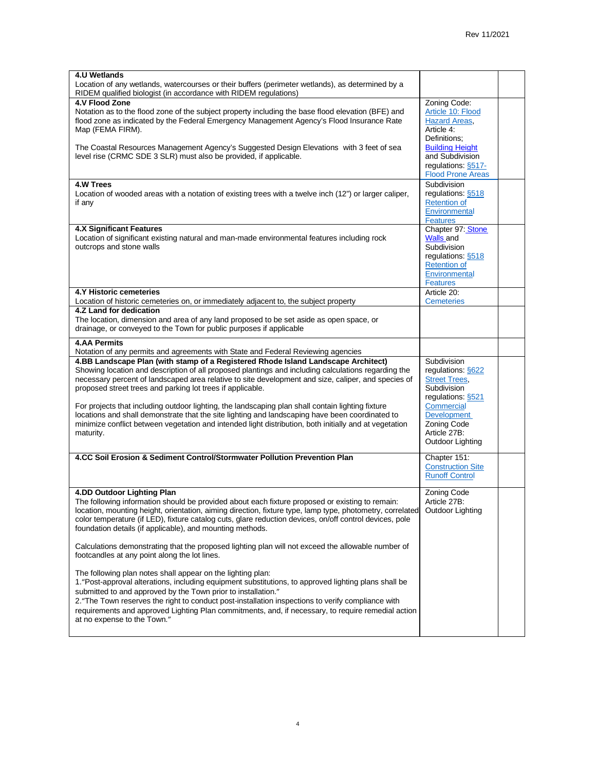| | | |
|---|---|---|
| **4.U Wetlands**<br>Location of any wetlands, watercourses or their buffers (perimeter wetlands), as determined by a RIDEM qualified biologist (in accordance with RIDEM regulations) | | |
| **4.V Flood Zone**<br>Notation as to the flood zone of the subject property including the base flood elevation (BFE) and flood zone as indicated by the Federal Emergency Management Agency's Flood Insurance Rate Map (FEMA FIRM).<br><br>The Coastal Resources Management Agency's Suggested Design Elevations with 3 feet of sea level rise (CRMC SDE 3 SLR) must also be provided, if applicable. | Zoning Code: Article 10: Flood Hazard Areas, Article 4: Definitions; Building Height and Subdivision regulations: §517- Flood Prone Areas | |
| **4.W Trees**<br>Location of wooded areas with a notation of existing trees with a twelve inch (12") or larger caliper, if any | Subdivision regulations: §518 Retention of Environmental Features | |
| **4.X Significant Features**<br>Location of significant existing natural and man-made environmental features including rock outcrops and stone walls | Chapter 97: Stone Walls and Subdivision regulations: §518 Retention of Environmental Features | |
| **4.Y Historic cemeteries**<br>Location of historic cemeteries on, or immediately adjacent to, the subject property | Article 20: Cemeteries | |
| **4.Z Land for dedication**<br>The location, dimension and area of any land proposed to be set aside as open space, or drainage, or conveyed to the Town for public purposes if applicable | | |
| **4.AA Permits**<br>Notation of any permits and agreements with State and Federal Reviewing agencies | | |
| **4.BB Landscape Plan (with stamp of a Registered Rhode Island Landscape Architect)**<br>Showing location and description of all proposed plantings and including calculations regarding the necessary percent of landscaped area relative to site development and size, caliper, and species of proposed street trees and parking lot trees if applicable.<br><br>For projects that including outdoor lighting, the landscaping plan shall contain lighting fixture locations and shall demonstrate that the site lighting and landscaping have been coordinated to minimize conflict between vegetation and intended light distribution, both initially and at vegetation maturity. | Subdivision regulations: §622 Street Trees, Subdivision regulations: §521 Commercial Development Zoning Code Article 27B: Outdoor Lighting | |
| **4.CC Soil Erosion & Sediment Control/Stormwater Pollution Prevention Plan** | Chapter 151: Construction Site Runoff Control | |
| **4.DD Outdoor Lighting Plan**<br>The following information should be provided about each fixture proposed or existing to remain: location, mounting height, orientation, aiming direction, fixture type, lamp type, photometry, correlated color temperature (if LED), fixture catalog cuts, glare reduction devices, on/off control devices, pole foundation details (if applicable), and mounting methods.<br><br>Calculations demonstrating that the proposed lighting plan will not exceed the allowable number of footcandles at any point along the lot lines.<br><br>The following plan notes shall appear on the lighting plan:<br>1."Post-approval alterations, including equipment substitutions, to approved lighting plans shall be submitted to and approved by the Town prior to installation."<br>2."The Town reserves the right to conduct post-installation inspections to verify compliance with requirements and approved Lighting Plan commitments, and, if necessary, to require remedial action at no expense to the Town." | Zoning Code Article 27B: Outdoor Lighting | |